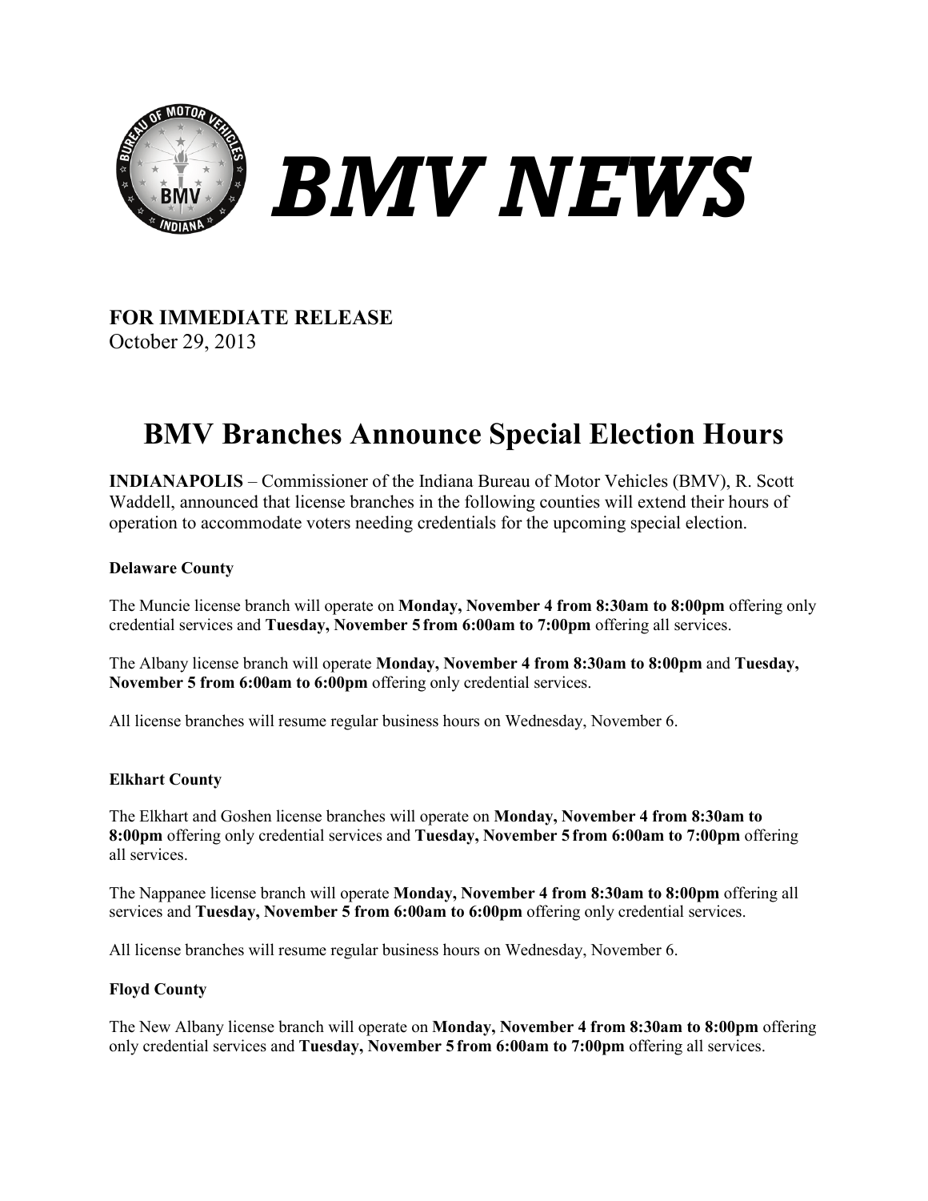# BMV NEWS

**FOR IMMEDIATE RELEASE**
October 29, 2013

## BMV Branches Announce Special Election Hours

**INDIANAPOLIS** – Commissioner of the Indiana Bureau of Motor Vehicles (BMV), R. Scott Waddell, announced that license branches in the following counties will extend their hours of operation to accommodate voters needing credentials for the upcoming special election.

### Delaware County

The Muncie license branch will operate on **Monday, November 4 from 8:30am to 8:00pm** offering only credential services and **Tuesday, November 5 from 6:00am to 7:00pm** offering all services.

The Albany license branch will operate **Monday, November 4 from 8:30am to 8:00pm** and **Tuesday, November 5 from 6:00am to 6:00pm** offering only credential services.

All license branches will resume regular business hours on Wednesday, November 6.

### Elkhart County

The Elkhart and Goshen license branches will operate on **Monday, November 4 from 8:30am to 8:00pm** offering only credential services and **Tuesday, November 5 from 6:00am to 7:00pm** offering all services.

The Nappanee license branch will operate **Monday, November 4 from 8:30am to 8:00pm** offering all services and **Tuesday, November 5 from 6:00am to 6:00pm** offering only credential services.

All license branches will resume regular business hours on Wednesday, November 6.

### Floyd County

The New Albany license branch will operate on **Monday, November 4 from 8:30am to 8:00pm** offering only credential services and **Tuesday, November 5 from 6:00am to 7:00pm** offering all services.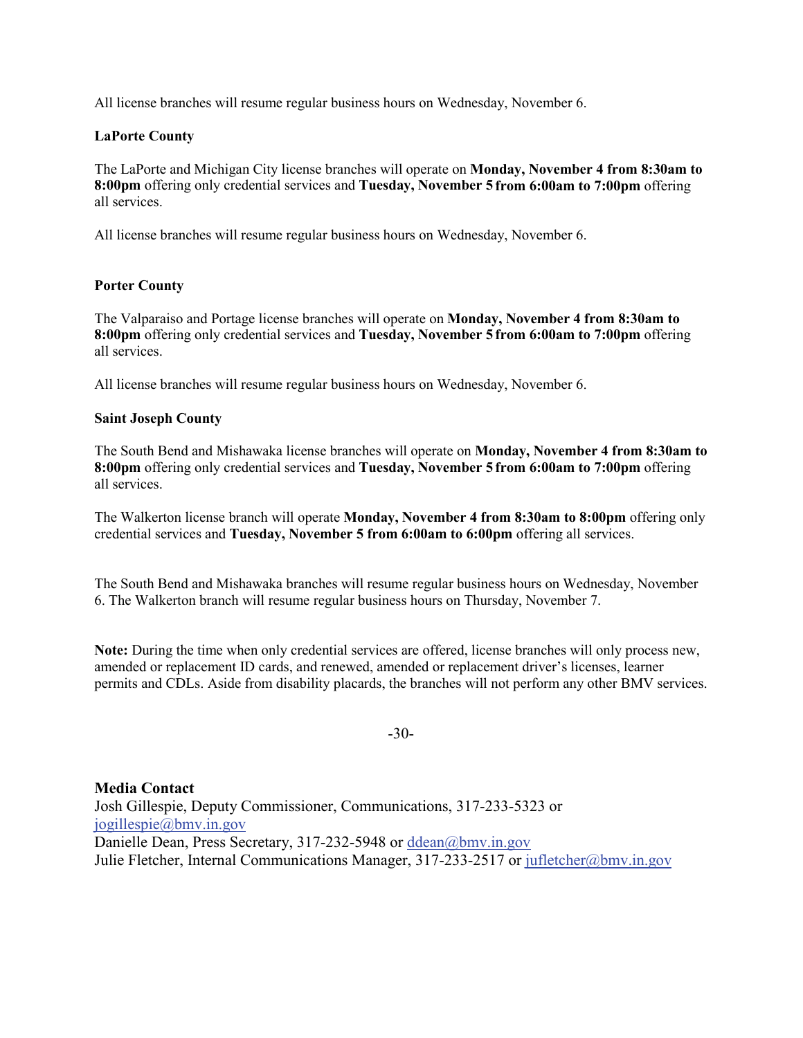All license branches will resume regular business hours on Wednesday, November 6.

**LaPorte County**

The LaPorte and Michigan City license branches will operate on **Monday, November 4 from 8:30am to 8:00pm** offering only credential services and **Tuesday, November 5 from 6:00am to 7:00pm** offering all services.

All license branches will resume regular business hours on Wednesday, November 6.

**Porter County**

The Valparaiso and Portage license branches will operate on **Monday, November 4 from 8:30am to 8:00pm** offering only credential services and **Tuesday, November 5 from 6:00am to 7:00pm** offering all services.

All license branches will resume regular business hours on Wednesday, November 6.

**Saint Joseph County**

The South Bend and Mishawaka license branches will operate on **Monday, November 4 from 8:30am to 8:00pm** offering only credential services and **Tuesday, November 5 from 6:00am to 7:00pm** offering all services.

The Walkerton license branch will operate **Monday, November 4 from 8:30am to 8:00pm** offering only credential services and **Tuesday, November 5 from 6:00am to 6:00pm** offering all services.

The South Bend and Mishawaka branches will resume regular business hours on Wednesday, November 6. The Walkerton branch will resume regular business hours on Thursday, November 7.

**Note:** During the time when only credential services are offered, license branches will only process new, amended or replacement ID cards, and renewed, amended or replacement driver's licenses, learner permits and CDLs. Aside from disability placards, the branches will not perform any other BMV services.

-30-

**Media Contact**

Josh Gillespie, Deputy Commissioner, Communications, 317-233-5323 or jogillespie@bmv.in.gov

Danielle Dean, Press Secretary, 317-232-5948 or ddean@bmv.in.gov

Julie Fletcher, Internal Communications Manager, 317-233-2517 or jufletcher@bmv.in.gov